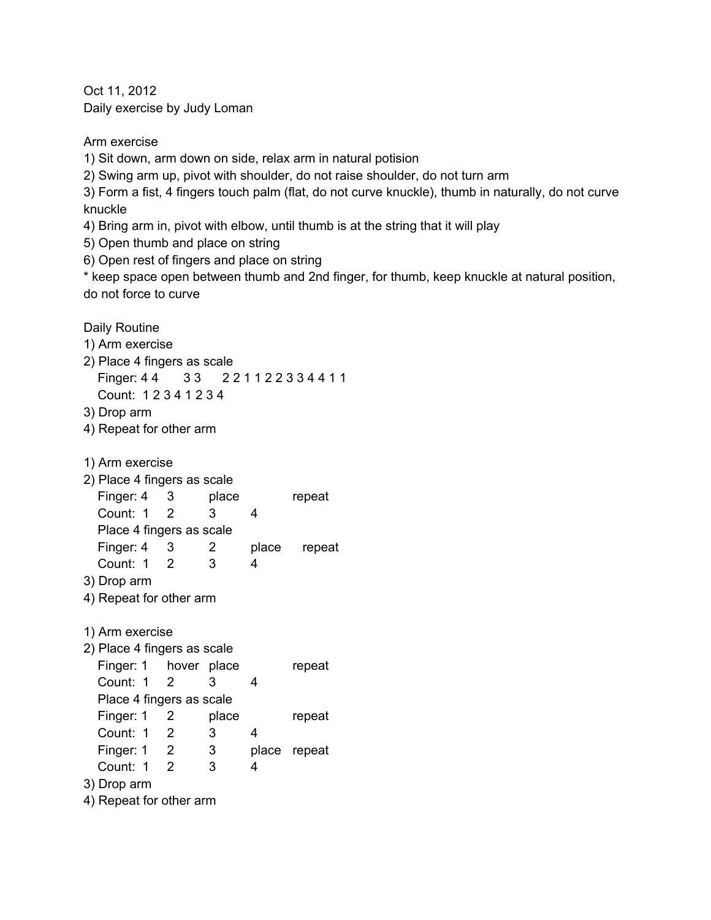Oct 11, 2012
Daily exercise by Judy Loman

Arm exercise

1) Sit down, arm down on side, relax arm in natural potision
2) Swing arm up, pivot with shoulder, do not raise shoulder, do not turn arm
3) Form a fist, 4 fingers touch palm (flat, do not curve knuckle), thumb in naturally, do not curve knuckle
4) Bring arm in, pivot with elbow, until thumb is at the string that it will play
5) Open thumb and place on string
6) Open rest of fingers and place on string

* keep space open between thumb and 2nd finger, for thumb, keep knuckle at natural position, do not force to curve

Daily Routine

1) Arm exercise
2) Place 4 fingers as scale
   Finger: 4 4 3 3 2 2 1 1 2 2 3 3 4 4 1 1
   Count: 1 2 3 4 1 2 3 4
3) Drop arm
4) Repeat for other arm

1) Arm exercise
2) Place 4 fingers as scale

| Finger: | 4 | 3 | place | | repeat |
|---|---|---|---|---|---|
| Count: | 1 | 2 | 3 | 4 | |

   Place 4 fingers as scale

| Finger: | 4 | 3 | 2 | place | repeat |
|---|---|---|---|---|---|
| Count: | 1 | 2 | 3 | 4 | |

3) Drop arm
4) Repeat for other arm

1) Arm exercise
2) Place 4 fingers as scale

| Finger: | 1 | hover | place | | repeat |
|---|---|---|---|---|---|
| Count: | 1 | 2 | 3 | 4 | |

   Place 4 fingers as scale

| Finger: | 1 | 2 | place | | repeat |
|---|---|---|---|---|---|
| Count: | 1 | 2 | 3 | 4 | |
| Finger: | 1 | 2 | 3 | place | repeat |
| Count: | 1 | 2 | 3 | 4 | |

3) Drop arm
4) Repeat for other arm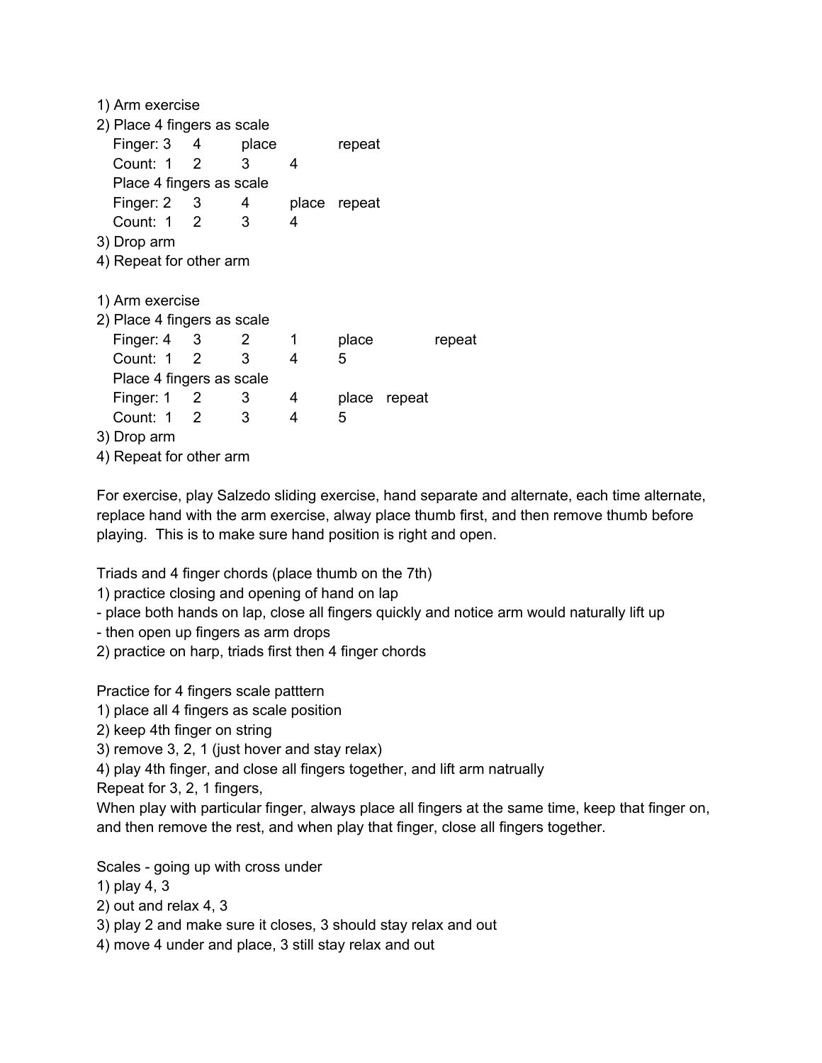1) Arm exercise
2) Place 4 fingers as scale

| Finger: 3 | 4 | place | | repeat |
|---|---|---|---|---|
| Count: 1 | 2 | 3 | 4 | |

Place 4 fingers as scale

| Finger: 2 | 3 | 4 | place | repeat |
|---|---|---|---|---|
| Count: 1 | 2 | 3 | 4 | |

3) Drop arm
4) Repeat for other arm

1) Arm exercise
2) Place 4 fingers as scale

| Finger: 4 | 3 | 2 | 1 | place | | repeat |
|---|---|---|---|---|---|---|
| Count: 1 | 2 | 3 | 4 | 5 | | |

Place 4 fingers as scale

| Finger: 1 | 2 | 3 | 4 | place | repeat |
|---|---|---|---|---|---|
| Count: 1 | 2 | 3 | 4 | 5 | |

3) Drop arm
4) Repeat for other arm

For exercise, play Salzedo sliding exercise, hand separate and alternate, each time alternate, replace hand with the arm exercise, alway place thumb first, and then remove thumb before playing. This is to make sure hand position is right and open.

Triads and 4 finger chords (place thumb on the 7th)
1) practice closing and opening of hand on lap
- place both hands on lap, close all fingers quickly and notice arm would naturally lift up
- then open up fingers as arm drops
2) practice on harp, triads first then 4 finger chords

Practice for 4 fingers scale patttern
1) place all 4 fingers as scale position
2) keep 4th finger on string
3) remove 3, 2, 1 (just hover and stay relax)
4) play 4th finger, and close all fingers together, and lift arm natrually
Repeat for 3, 2, 1 fingers,
When play with particular finger, always place all fingers at the same time, keep that finger on, and then remove the rest, and when play that finger, close all fingers together.

Scales - going up with cross under
1) play 4, 3
2) out and relax 4, 3
3) play 2 and make sure it closes, 3 should stay relax and out
4) move 4 under and place, 3 still stay relax and out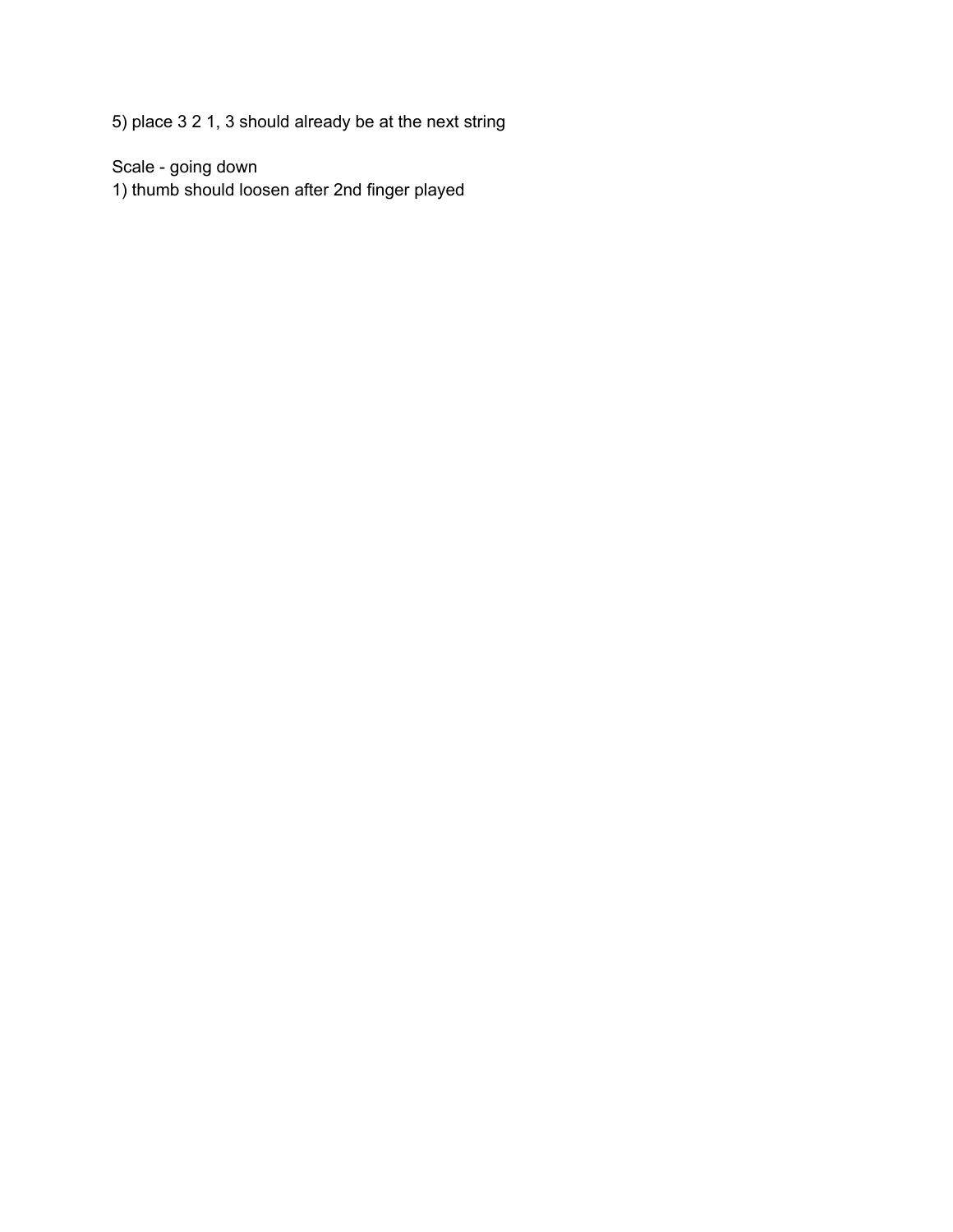5) place 3 2 1, 3 should already be at the next string

Scale - going down
1) thumb should loosen after 2nd finger played